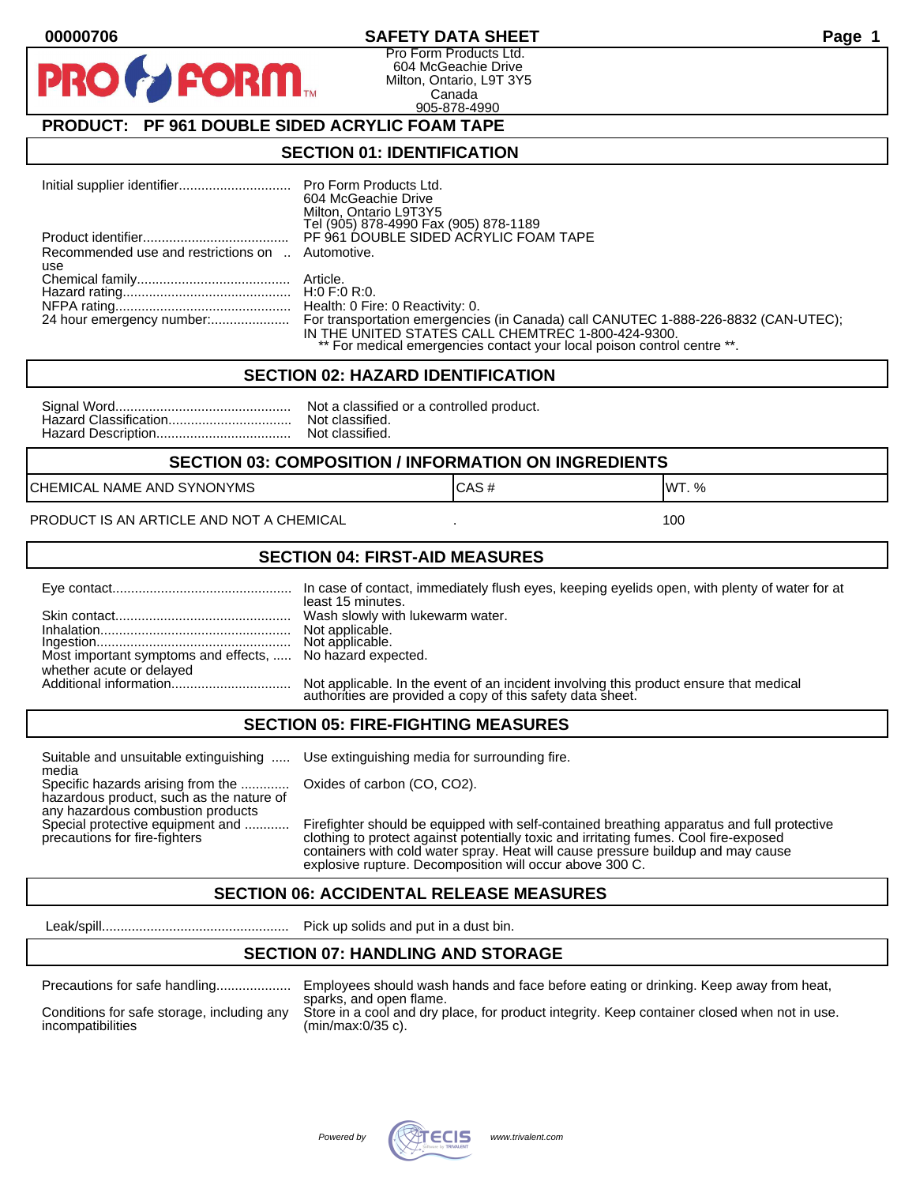# SAFETY DATA SHEET

Pro Form Products Ltd.
604 McGeachie Drive
Milton, Ontario, L9T 3Y5
Canada
905-878-4990

## PRODUCT: PF 961 DOUBLE SIDED ACRYLIC FOAM TAPE

## SECTION 01: IDENTIFICATION

| | |
|---|---|
| Initial supplier identifier | Pro Form Products Ltd. 604 McGeachie Drive Milton, Ontario L9T3Y5 Tel (905) 878-4990 Fax (905) 878-1189 |
| Product identifier | PF 961 DOUBLE SIDED ACRYLIC FOAM TAPE |
| Recommended use and restrictions on use | Automotive. |
| Chemical family | Article. |
| Hazard rating | H:0 F:0 R:0. |
| NFPA rating | Health: 0 Fire: 0 Reactivity: 0. |
| 24 hour emergency number: | For transportation emergencies (in Canada) call CANUTEC 1-888-226-8832 (CAN-UTEC); IN THE UNITED STATES CALL CHEMTREC 1-800-424-9300. ** For medical emergencies contact your local poison control centre **. |

## SECTION 02: HAZARD IDENTIFICATION

| | |
|---|---|
| Signal Word | Not a classified or a controlled product. |
| Hazard Classification | Not classified. |
| Hazard Description | Not classified. |

## SECTION 03: COMPOSITION / INFORMATION ON INGREDIENTS

| CHEMICAL NAME AND SYNONYMS | CAS # | WT. % |
|---|---|---|
| PRODUCT IS AN ARTICLE AND NOT A CHEMICAL | . | 100 |

## SECTION 04: FIRST-AID MEASURES

| | |
|---|---|
| Eye contact | In case of contact, immediately flush eyes, keeping eyelids open, with plenty of water for at least 15 minutes. |
| Skin contact | Wash slowly with lukewarm water. |
| Inhalation | Not applicable. |
| Ingestion | Not applicable. |
| Most important symptoms and effects, whether acute or delayed | No hazard expected. |
| Additional information | Not applicable. In the event of an incident involving this product ensure that medical authorities are provided a copy of this safety data sheet. |

## SECTION 05: FIRE-FIGHTING MEASURES

| | |
|---|---|
| Suitable and unsuitable extinguishing media | Use extinguishing media for surrounding fire. |
| Specific hazards arising from the hazardous product, such as the nature of any hazardous combustion products | Oxides of carbon (CO, CO2). |
| Special protective equipment and precautions for fire-fighters | Firefighter should be equipped with self-contained breathing apparatus and full protective clothing to protect against potentially toxic and irritating fumes. Cool fire-exposed containers with cold water spray. Heat will cause pressure buildup and may cause explosive rupture. Decomposition will occur above 300 C. |

## SECTION 06: ACCIDENTAL RELEASE MEASURES

| | |
|---|---|
| Leak/spill | Pick up solids and put in a dust bin. |

## SECTION 07: HANDLING AND STORAGE

| | |
|---|---|
| Precautions for safe handling | Employees should wash hands and face before eating or drinking. Keep away from heat, sparks, and open flame. |
| Conditions for safe storage, including any incompatibilities | Store in a cool and dry place, for product integrity. Keep container closed when not in use. (min/max:0/35 c). |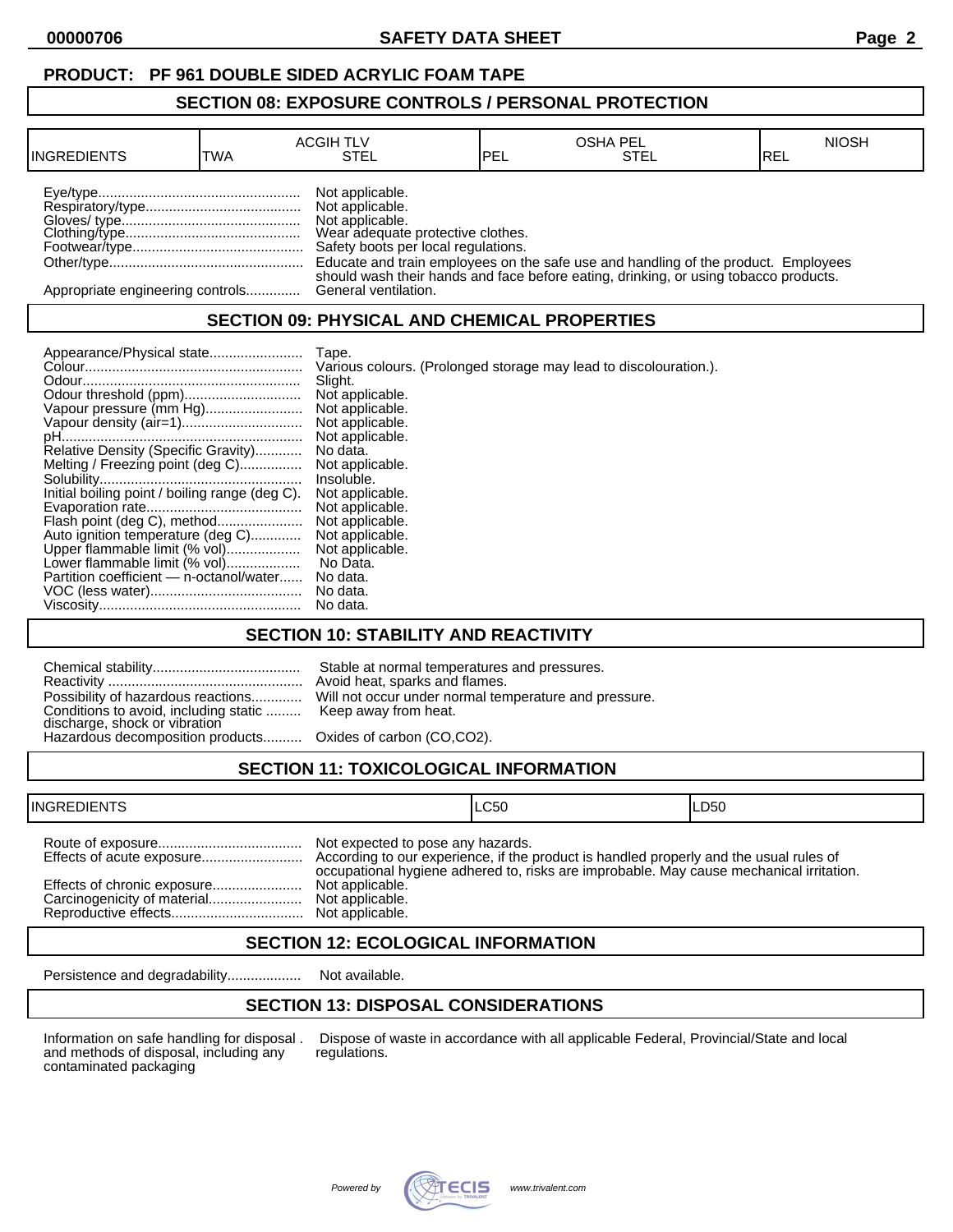**PRODUCT: PF 961 DOUBLE SIDED ACRYLIC FOAM TAPE**

## SECTION 08: EXPOSURE CONTROLS / PERSONAL PROTECTION

| INGREDIENTS | ACGIH TLV | | OSHA PEL | | NIOSH |
|---|---|---|---|---|---|
| | TWA | STEL | PEL | STEL | REL |

Eye/type.................................................... Not applicable.
Respiratory/type........................................ Not applicable.
Gloves/ type............................................. Not applicable.
Clothing/type............................................. Wear adequate protective clothes.
Footwear/type........................................... Safety boots per local regulations.
Other/type................................................. Educate and train employees on the safe use and handling of the product. Employees should wash their hands and face before eating, drinking, or using tobacco products.
Appropriate engineering controls.............. General ventilation.

## SECTION 09: PHYSICAL AND CHEMICAL PROPERTIES

Appearance/Physical state........................ Tape.
Colour........................................................ Various colours. (Prolonged storage may lead to discolouration.).
Odour........................................................ Slight.
Odour threshold (ppm).............................. Not applicable.
Vapour pressure (mm Hg)......................... Not applicable.
Vapour density (air=1)............................... Not applicable.
pH.............................................................. Not applicable.
Relative Density (Specific Gravity)............ No data.
Melting / Freezing point (deg C)................ Not applicable.
Solubility.................................................... Insoluble.
Initial boiling point / boiling range (deg C). Not applicable.
Evaporation rate........................................ Not applicable.
Flash point (deg C), method...................... Not applicable.
Auto ignition temperature (deg C)............. Not applicable.
Upper flammable limit (% vol)................... Not applicable.
Lower flammable limit (% vol)................... No Data.
Partition coefficient — n-octanol/water...... No data.
VOC (less water)....................................... No data.
Viscosity.................................................... No data.

## SECTION 10: STABILITY AND REACTIVITY

Chemical stability...................................... Stable at normal temperatures and pressures.
Reactivity .................................................. Avoid heat, sparks and flames.
Possibility of hazardous reactions............. Will not occur under normal temperature and pressure.
Conditions to avoid, including static discharge, shock or vibration ......... Keep away from heat.
Hazardous decomposition products.......... Oxides of carbon (CO,CO2).

## SECTION 11: TOXICOLOGICAL INFORMATION

| INGREDIENTS | LC50 | LD50 |
|---|---|---|

Route of exposure..................................... Not expected to pose any hazards.
Effects of acute exposure.......................... According to our experience, if the product is handled properly and the usual rules of occupational hygiene adhered to, risks are improbable. May cause mechanical irritation.
Effects of chronic exposure....................... Not applicable.
Carcinogenicity of material........................ Not applicable.
Reproductive effects.................................. Not applicable.

## SECTION 12: ECOLOGICAL INFORMATION

Persistence and degradability................... Not available.

## SECTION 13: DISPOSAL CONSIDERATIONS

Information on safe handling for disposal and methods of disposal, including any contaminated packaging . Dispose of waste in accordance with all applicable Federal, Provincial/State and local regulations.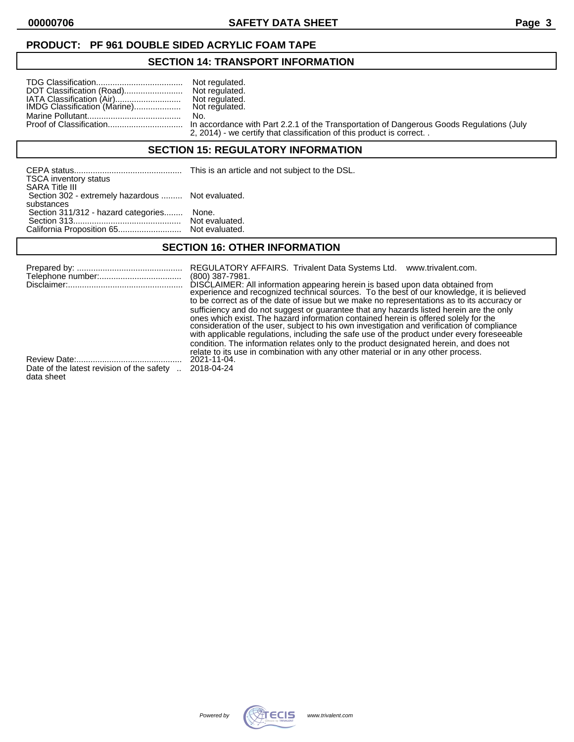**PRODUCT: PF 961 DOUBLE SIDED ACRYLIC FOAM TAPE**

## SECTION 14: TRANSPORT INFORMATION

| | |
|---|---|
| TDG Classification | Not regulated. |
| DOT Classification (Road) | Not regulated. |
| IATA Classification (Air) | Not regulated. |
| IMDG Classification (Marine) | Not regulated. |
| Marine Pollutant | No. |
| Proof of Classification | In accordance with Part 2.2.1 of the Transportation of Dangerous Goods Regulations (July 2, 2014) - we certify that classification of this product is correct. . |

## SECTION 15: REGULATORY INFORMATION

| | |
|---|---|
| CEPA status | This is an article and not subject to the DSL. |
| TSCA inventory status | |
| SARA Title III | |
| Section 302 - extremely hazardous substances | Not evaluated. |
| Section 311/312 - hazard categories | None. |
| Section 313 | Not evaluated. |
| California Proposition 65 | Not evaluated. |

## SECTION 16: OTHER INFORMATION

| | |
|---|---|
| Prepared by: | REGULATORY AFFAIRS. Trivalent Data Systems Ltd. www.trivalent.com. |
| Telephone number: | (800) 387-7981. |
| Disclaimer: | DISCLAIMER: All information appearing herein is based upon data obtained from experience and recognized technical sources. To the best of our knowledge, it is believed to be correct as of the date of issue but we make no representations as to its accuracy or sufficiency and do not suggest or guarantee that any hazards listed herein are the only ones which exist. The hazard information contained herein is offered solely for the consideration of the user, subject to his own investigation and verification of compliance with applicable regulations, including the safe use of the product under every foreseeable condition. The information relates only to the product designated herein, and does not relate to its use in combination with any other material or in any other process. |
| Review Date: | 2021-11-04. |
| Date of the latest revision of the safety data sheet | 2018-04-24 |